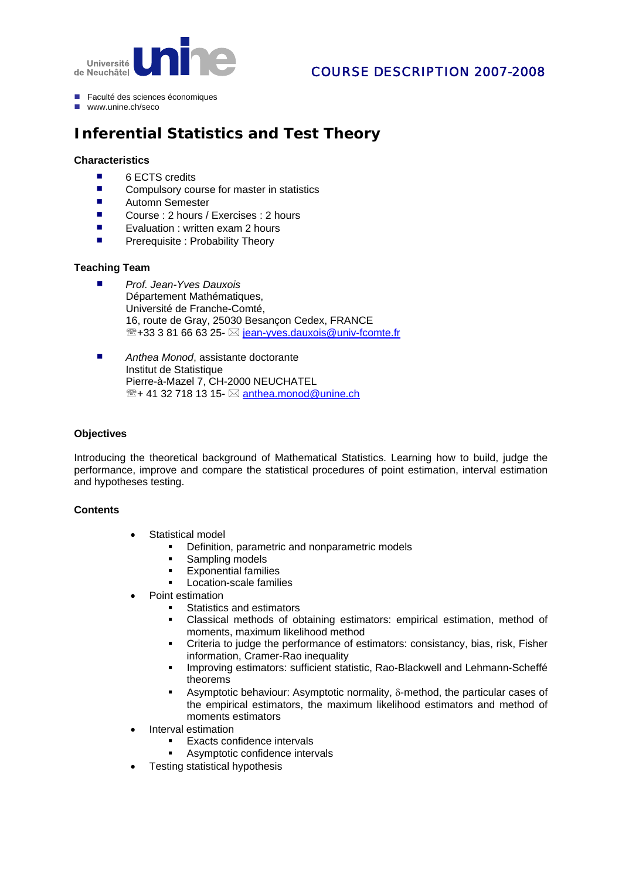Université de Neuchâtel **unine**

COURSE DESCRIPTION 2007-2008

- Faculté des sciences économiques
- www.unine.ch/seco

# Inferential Statistics and Test Theory

### Characteristics

- 6 ECTS credits
- Compulsory course for master in statistics
- Automn Semester
- Course : 2 hours / Exercises : 2 hours
- Evaluation : written exam 2 hours
- Prerequisite : Probability Theory

### Teaching Team

- *Prof. Jean-Yves Dauxois*
  Département Mathématiques,
  Université de Franche-Comté,
  16, route de Gray, 25030 Besançon Cedex, FRANCE
  ☎+33 3 81 66 63 25- ✉ jean-yves.dauxois@univ-fcomte.fr

- *Anthea Monod*, assistante doctorante
  Institut de Statistique
  Pierre-à-Mazel 7, CH-2000 NEUCHATEL
  ☎+ 41 32 718 13 15- ✉ anthea.monod@unine.ch

### Objectives

Introducing the theoretical background of Mathematical Statistics. Learning how to build, judge the performance, improve and compare the statistical procedures of point estimation, interval estimation and hypotheses testing.

### Contents

- Statistical model
  - Definition, parametric and nonparametric models
  - Sampling models
  - Exponential families
  - Location-scale families
- Point estimation
  - Statistics and estimators
  - Classical methods of obtaining estimators: empirical estimation, method of moments, maximum likelihood method
  - Criteria to judge the performance of estimators: consistancy, bias, risk, Fisher information, Cramer-Rao inequality
  - Improving estimators: sufficient statistic, Rao-Blackwell and Lehmann-Scheffé theorems
  - Asymptotic behaviour: Asymptotic normality, $\delta$-method, the particular cases of the empirical estimators, the maximum likelihood estimators and method of moments estimators
- Interval estimation
  - Exacts confidence intervals
  - Asymptotic confidence intervals
- Testing statistical hypothesis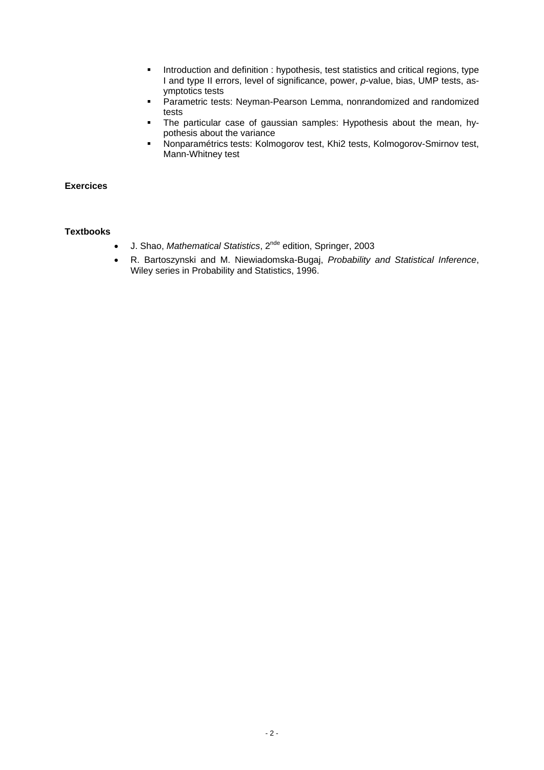- Introduction and definition : hypothesis, test statistics and critical regions, type I and type II errors, level of significance, power, *p*-value, bias, UMP tests, asymptotics tests
- Parametric tests: Neyman-Pearson Lemma, nonrandomized and randomized tests
- The particular case of gaussian samples: Hypothesis about the mean, hypothesis about the variance
- Nonparamétrics tests: Kolmogorov test, Khi2 tests, Kolmogorov-Smirnov test, Mann-Whitney test

**Exercices**

**Textbooks**

- J. Shao, *Mathematical Statistics*, 2nde edition, Springer, 2003
- R. Bartoszynski and M. Niewiadomska-Bugaj, *Probability and Statistical Inference*, Wiley series in Probability and Statistics, 1996.